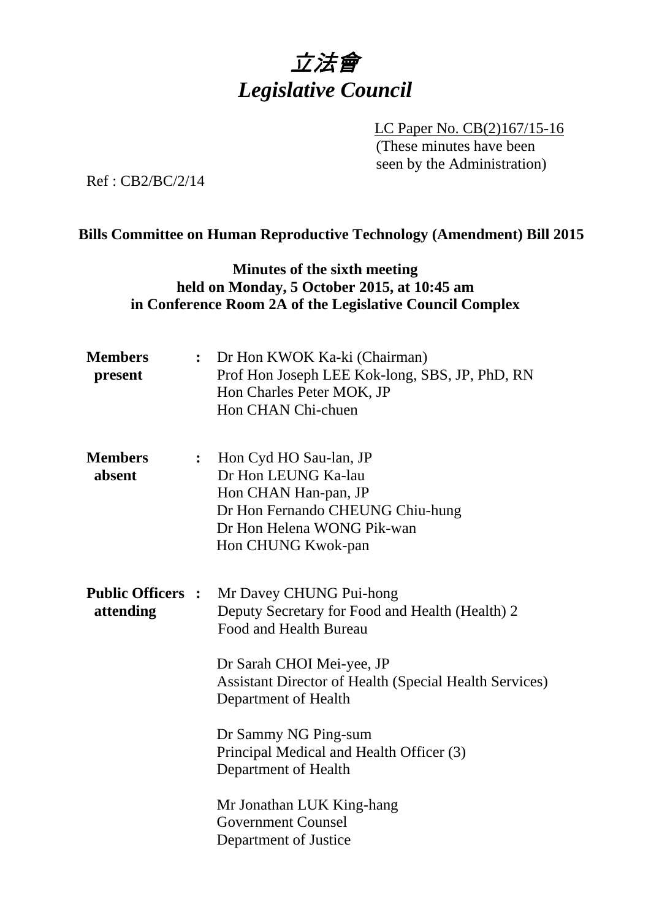# 立法會
# *Legislative Council*

LC Paper No. CB(2)167/15-16
(These minutes have been seen by the Administration)

Ref : CB2/BC/2/14

## Bills Committee on Human Reproductive Technology (Amendment) Bill 2015

### Minutes of the sixth meeting held on Monday, 5 October 2015, at 10:45 am in Conference Room 2A of the Legislative Council Complex

**Members present** : Dr Hon KWOK Ka-ki (Chairman)
Prof Hon Joseph LEE Kok-long, SBS, JP, PhD, RN
Hon Charles Peter MOK, JP
Hon CHAN Chi-chuen

**Members absent** : Hon Cyd HO Sau-lan, JP
Dr Hon LEUNG Ka-lau
Hon CHAN Han-pan, JP
Dr Hon Fernando CHEUNG Chiu-hung
Dr Hon Helena WONG Pik-wan
Hon CHUNG Kwok-pan

**Public Officers attending** : Mr Davey CHUNG Pui-hong
Deputy Secretary for Food and Health (Health) 2
Food and Health Bureau

Dr Sarah CHOI Mei-yee, JP
Assistant Director of Health (Special Health Services)
Department of Health

Dr Sammy NG Ping-sum
Principal Medical and Health Officer (3)
Department of Health

Mr Jonathan LUK King-hang
Government Counsel
Department of Justice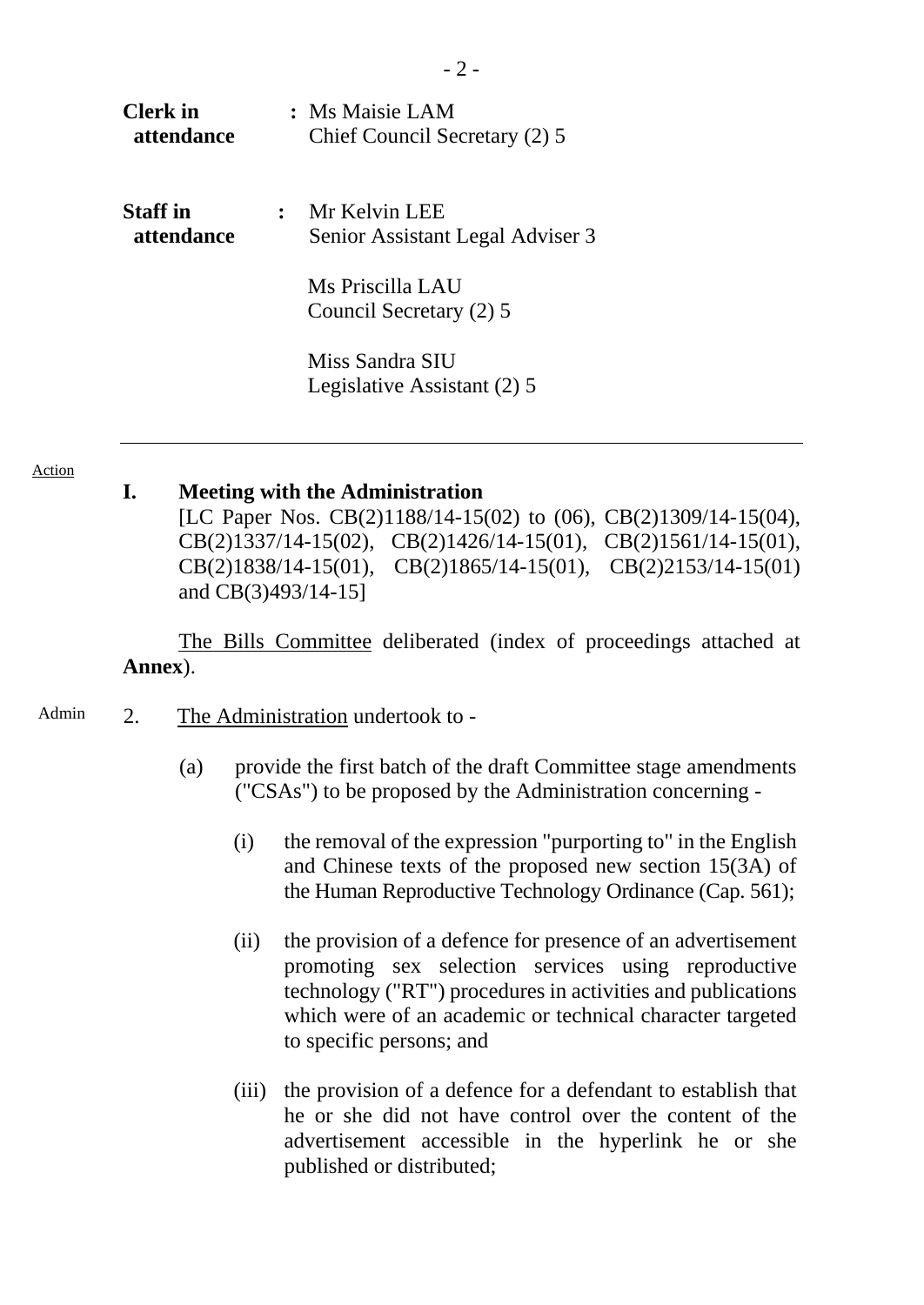**Clerk in attendance** : Ms Maisie LAM
Chief Council Secretary (2) 5

**Staff in attendance** : Mr Kelvin LEE
Senior Assistant Legal Adviser 3

Ms Priscilla LAU
Council Secretary (2) 5

Miss Sandra SIU
Legislative Assistant (2) 5

---

Action

## I. Meeting with the Administration

[LC Paper Nos. CB(2)1188/14-15(02) to (06), CB(2)1309/14-15(04), CB(2)1337/14-15(02), CB(2)1426/14-15(01), CB(2)1561/14-15(01), CB(2)1838/14-15(01), CB(2)1865/14-15(01), CB(2)2153/14-15(01) and CB(3)493/14-15]

The Bills Committee deliberated (index of proceedings attached at **Annex**).

Admin

2. The Administration undertook to -

(a) provide the first batch of the draft Committee stage amendments ("CSAs") to be proposed by the Administration concerning -

(i) the removal of the expression "purporting to" in the English and Chinese texts of the proposed new section 15(3A) of the Human Reproductive Technology Ordinance (Cap. 561);

(ii) the provision of a defence for presence of an advertisement promoting sex selection services using reproductive technology ("RT") procedures in activities and publications which were of an academic or technical character targeted to specific persons; and

(iii) the provision of a defence for a defendant to establish that he or she did not have control over the content of the advertisement accessible in the hyperlink he or she published or distributed;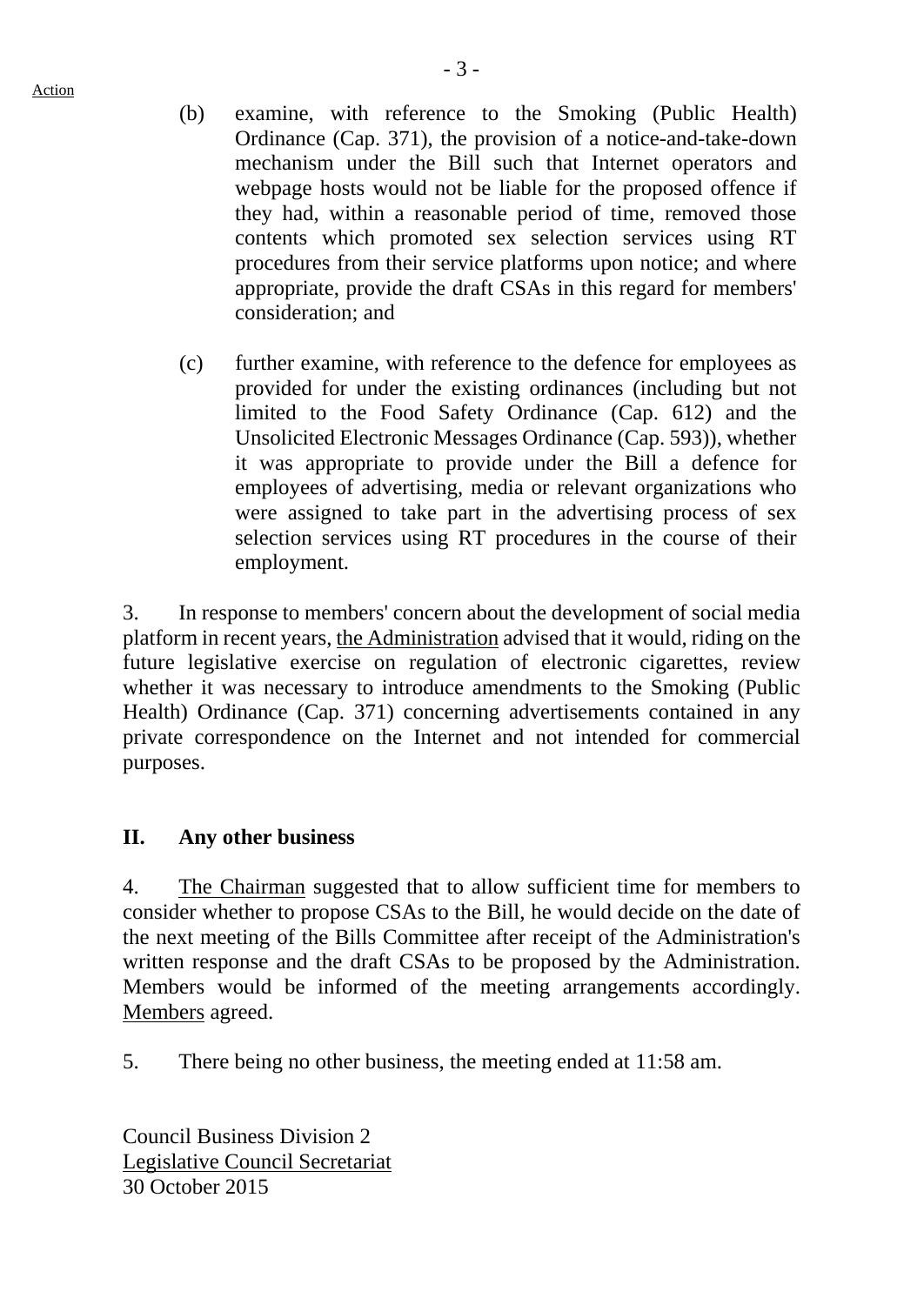Action

(b) examine, with reference to the Smoking (Public Health) Ordinance (Cap. 371), the provision of a notice-and-take-down mechanism under the Bill such that Internet operators and webpage hosts would not be liable for the proposed offence if they had, within a reasonable period of time, removed those contents which promoted sex selection services using RT procedures from their service platforms upon notice; and where appropriate, provide the draft CSAs in this regard for members' consideration; and

(c) further examine, with reference to the defence for employees as provided for under the existing ordinances (including but not limited to the Food Safety Ordinance (Cap. 612) and the Unsolicited Electronic Messages Ordinance (Cap. 593)), whether it was appropriate to provide under the Bill a defence for employees of advertising, media or relevant organizations who were assigned to take part in the advertising process of sex selection services using RT procedures in the course of their employment.

3. In response to members' concern about the development of social media platform in recent years, the Administration advised that it would, riding on the future legislative exercise on regulation of electronic cigarettes, review whether it was necessary to introduce amendments to the Smoking (Public Health) Ordinance (Cap. 371) concerning advertisements contained in any private correspondence on the Internet and not intended for commercial purposes.

## II. Any other business

4. The Chairman suggested that to allow sufficient time for members to consider whether to propose CSAs to the Bill, he would decide on the date of the next meeting of the Bills Committee after receipt of the Administration's written response and the draft CSAs to be proposed by the Administration. Members would be informed of the meeting arrangements accordingly. Members agreed.

5. There being no other business, the meeting ended at 11:58 am.

Council Business Division 2
Legislative Council Secretariat
30 October 2015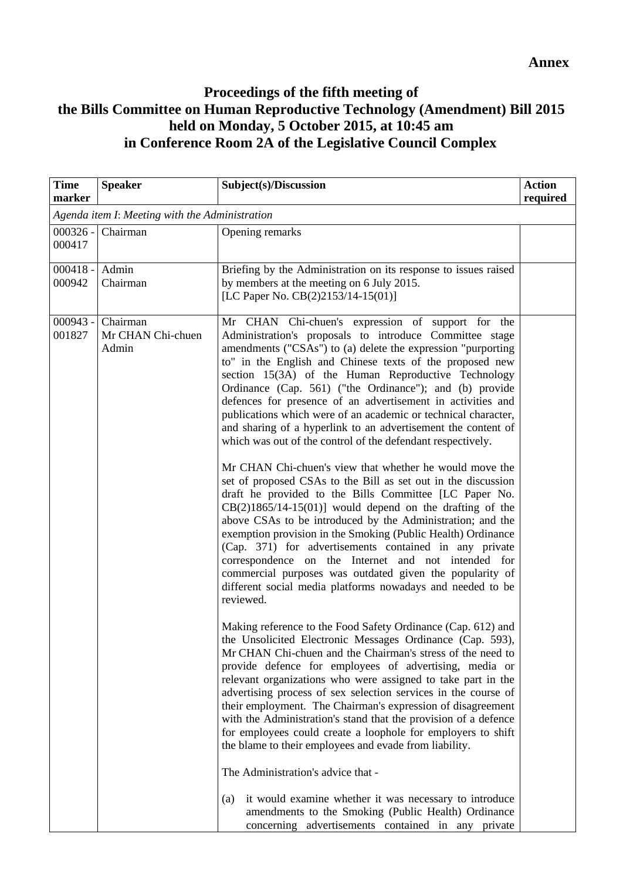**Annex**

# Proceedings of the fifth meeting of the Bills Committee on Human Reproductive Technology (Amendment) Bill 2015 held on Monday, 5 October 2015, at 10:45 am in Conference Room 2A of the Legislative Council Complex

| Time marker | Speaker | Subject(s)/Discussion | Action required |
|---|---|---|---|
| *Agenda item I: Meeting with the Administration* | | | |
| 000326 - 000417 | Chairman | Opening remarks | |
| 000418 - 000942 | Admin<br>Chairman | Briefing by the Administration on its response to issues raised by members at the meeting on 6 July 2015.<br>[LC Paper No. CB(2)2153/14-15(01)] | |
| 000943 - 001827 | Chairman<br>Mr CHAN Chi-chuen<br>Admin | Mr CHAN Chi-chuen's expression of support for the Administration's proposals to introduce Committee stage amendments ("CSAs") to (a) delete the expression "purporting to" in the English and Chinese texts of the proposed new section 15(3A) of the Human Reproductive Technology Ordinance (Cap. 561) ("the Ordinance"); and (b) provide defences for presence of an advertisement in activities and publications which were of an academic or technical character, and sharing of a hyperlink to an advertisement the content of which was out of the control of the defendant respectively.<br><br>Mr CHAN Chi-chuen's view that whether he would move the set of proposed CSAs to the Bill as set out in the discussion draft he provided to the Bills Committee [LC Paper No. CB(2)1865/14-15(01)] would depend on the drafting of the above CSAs to be introduced by the Administration; and the exemption provision in the Smoking (Public Health) Ordinance (Cap. 371) for advertisements contained in any private correspondence on the Internet and not intended for commercial purposes was outdated given the popularity of different social media platforms nowadays and needed to be reviewed.<br><br>Making reference to the Food Safety Ordinance (Cap. 612) and the Unsolicited Electronic Messages Ordinance (Cap. 593), Mr CHAN Chi-chuen and the Chairman's stress of the need to provide defence for employees of advertising, media or relevant organizations who were assigned to take part in the advertising process of sex selection services in the course of their employment. The Chairman's expression of disagreement with the Administration's stand that the provision of a defence for employees could create a loophole for employers to shift the blame to their employees and evade from liability.<br><br>The Administration's advice that -<br><br>(a) it would examine whether it was necessary to introduce amendments to the Smoking (Public Health) Ordinance concerning advertisements contained in any private | |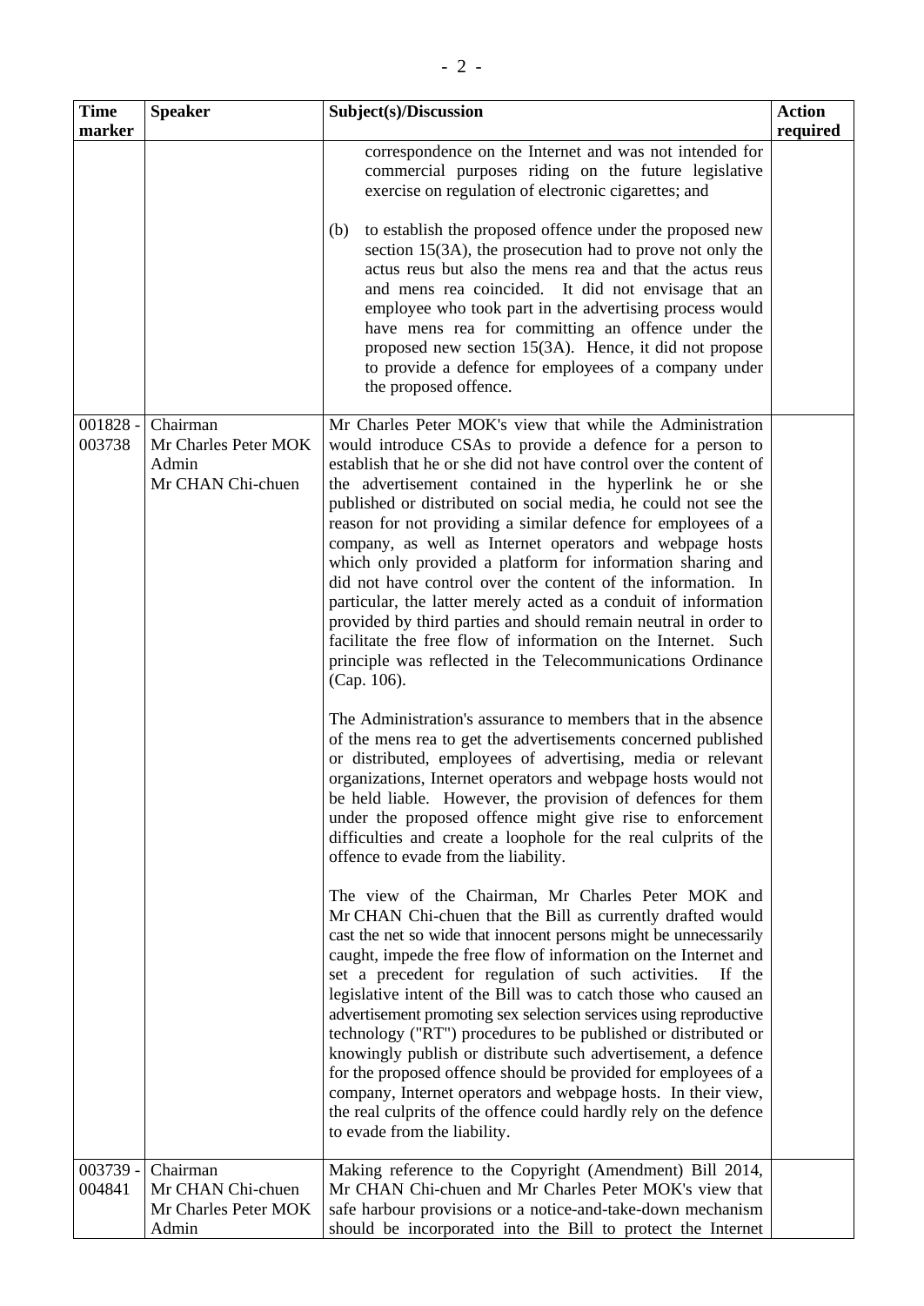| Time marker | Speaker | Subject(s)/Discussion | Action required |
|---|---|---|---|
| | | correspondence on the Internet and was not intended for commercial purposes riding on the future legislative exercise on regulation of electronic cigarettes; and<br><br>(b) to establish the proposed offence under the proposed new section 15(3A), the prosecution had to prove not only the actus reus but also the mens rea and that the actus reus and mens rea coincided. It did not envisage that an employee who took part in the advertising process would have mens rea for committing an offence under the proposed new section 15(3A). Hence, it did not propose to provide a defence for employees of a company under the proposed offence. | |
| 001828 - 003738 | Chairman<br>Mr Charles Peter MOK<br>Admin<br>Mr CHAN Chi-chuen | Mr Charles Peter MOK's view that while the Administration would introduce CSAs to provide a defence for a person to establish that he or she did not have control over the content of the advertisement contained in the hyperlink he or she published or distributed on social media, he could not see the reason for not providing a similar defence for employees of a company, as well as Internet operators and webpage hosts which only provided a platform for information sharing and did not have control over the content of the information. In particular, the latter merely acted as a conduit of information provided by third parties and should remain neutral in order to facilitate the free flow of information on the Internet. Such principle was reflected in the Telecommunications Ordinance (Cap. 106).<br><br>The Administration's assurance to members that in the absence of the mens rea to get the advertisements concerned published or distributed, employees of advertising, media or relevant organizations, Internet operators and webpage hosts would not be held liable. However, the provision of defences for them under the proposed offence might give rise to enforcement difficulties and create a loophole for the real culprits of the offence to evade from the liability.<br><br>The view of the Chairman, Mr Charles Peter MOK and Mr CHAN Chi-chuen that the Bill as currently drafted would cast the net so wide that innocent persons might be unnecessarily caught, impede the free flow of information on the Internet and set a precedent for regulation of such activities. If the legislative intent of the Bill was to catch those who caused an advertisement promoting sex selection services using reproductive technology ("RT") procedures to be published or distributed or knowingly publish or distribute such advertisement, a defence for the proposed offence should be provided for employees of a company, Internet operators and webpage hosts. In their view, the real culprits of the offence could hardly rely on the defence to evade from the liability. | |
| 003739 - 004841 | Chairman<br>Mr CHAN Chi-chuen<br>Mr Charles Peter MOK<br>Admin | Making reference to the Copyright (Amendment) Bill 2014, Mr CHAN Chi-chuen and Mr Charles Peter MOK's view that safe harbour provisions or a notice-and-take-down mechanism should be incorporated into the Bill to protect the Internet | |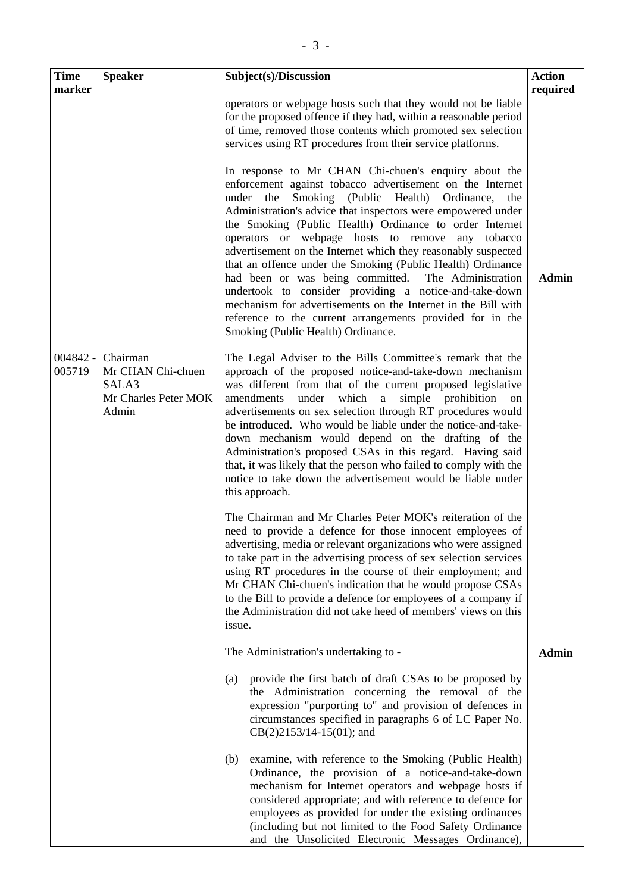| Time marker | Speaker | Subject(s)/Discussion | Action required |
|---|---|---|---|
| | | operators or webpage hosts such that they would not be liable for the proposed offence if they had, within a reasonable period of time, removed those contents which promoted sex selection services using RT procedures from their service platforms.<br><br>In response to Mr CHAN Chi-chuen's enquiry about the enforcement against tobacco advertisement on the Internet under the Smoking (Public Health) Ordinance, the Administration's advice that inspectors were empowered under the Smoking (Public Health) Ordinance to order Internet operators or webpage hosts to remove any tobacco advertisement on the Internet which they reasonably suspected that an offence under the Smoking (Public Health) Ordinance had been or was being committed. The Administration undertook to consider providing a notice-and-take-down mechanism for advertisements on the Internet in the Bill with reference to the current arrangements provided for in the Smoking (Public Health) Ordinance. | **Admin** |
| 004842 - 005719 | Chairman<br>Mr CHAN Chi-chuen<br>SALA3<br>Mr Charles Peter MOK<br>Admin | The Legal Adviser to the Bills Committee's remark that the approach of the proposed notice-and-take-down mechanism was different from that of the current proposed legislative amendments under which a simple prohibition on advertisements on sex selection through RT procedures would be introduced. Who would be liable under the notice-and-take-down mechanism would depend on the drafting of the Administration's proposed CSAs in this regard. Having said that, it was likely that the person who failed to comply with the notice to take down the advertisement would be liable under this approach.<br><br>The Chairman and Mr Charles Peter MOK's reiteration of the need to provide a defence for those innocent employees of advertising, media or relevant organizations who were assigned to take part in the advertising process of sex selection services using RT procedures in the course of their employment; and Mr CHAN Chi-chuen's indication that he would propose CSAs to the Bill to provide a defence for employees of a company if the Administration did not take heed of members' views on this issue.<br><br>The Administration's undertaking to -<br><br>(a) provide the first batch of draft CSAs to be proposed by the Administration concerning the removal of the expression "purporting to" and provision of defences in circumstances specified in paragraphs 6 of LC Paper No. CB(2)2153/14-15(01); and<br><br>(b) examine, with reference to the Smoking (Public Health) Ordinance, the provision of a notice-and-take-down mechanism for Internet operators and webpage hosts if considered appropriate; and with reference to defence for employees as provided for under the existing ordinances (including but not limited to the Food Safety Ordinance and the Unsolicited Electronic Messages Ordinance), | **Admin** |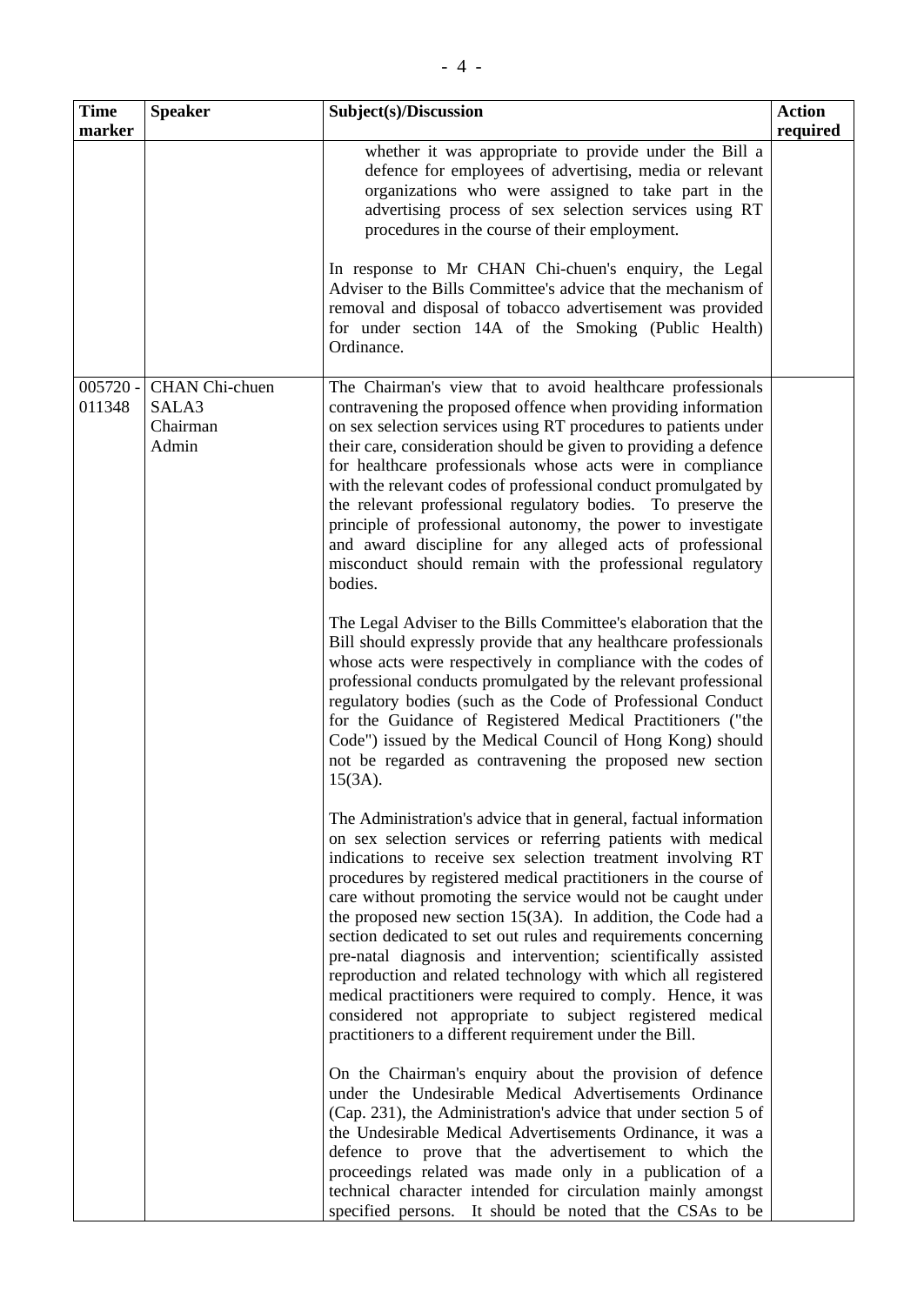| Time marker | Speaker | Subject(s)/Discussion | Action required |
|---|---|---|---|
| | | whether it was appropriate to provide under the Bill a defence for employees of advertising, media or relevant organizations who were assigned to take part in the advertising process of sex selection services using RT procedures in the course of their employment.<br><br>In response to Mr CHAN Chi-chuen's enquiry, the Legal Adviser to the Bills Committee's advice that the mechanism of removal and disposal of tobacco advertisement was provided for under section 14A of the Smoking (Public Health) Ordinance. | |
| 005720 - 011348 | CHAN Chi-chuen<br>SALA3<br>Chairman<br>Admin | The Chairman's view that to avoid healthcare professionals contravening the proposed offence when providing information on sex selection services using RT procedures to patients under their care, consideration should be given to providing a defence for healthcare professionals whose acts were in compliance with the relevant codes of professional conduct promulgated by the relevant professional regulatory bodies. To preserve the principle of professional autonomy, the power to investigate and award discipline for any alleged acts of professional misconduct should remain with the professional regulatory bodies.<br><br>The Legal Adviser to the Bills Committee's elaboration that the Bill should expressly provide that any healthcare professionals whose acts were respectively in compliance with the codes of professional conducts promulgated by the relevant professional regulatory bodies (such as the Code of Professional Conduct for the Guidance of Registered Medical Practitioners ("the Code") issued by the Medical Council of Hong Kong) should not be regarded as contravening the proposed new section 15(3A).<br><br>The Administration's advice that in general, factual information on sex selection services or referring patients with medical indications to receive sex selection treatment involving RT procedures by registered medical practitioners in the course of care without promoting the service would not be caught under the proposed new section 15(3A). In addition, the Code had a section dedicated to set out rules and requirements concerning pre-natal diagnosis and intervention; scientifically assisted reproduction and related technology with which all registered medical practitioners were required to comply. Hence, it was considered not appropriate to subject registered medical practitioners to a different requirement under the Bill.<br><br>On the Chairman's enquiry about the provision of defence under the Undesirable Medical Advertisements Ordinance (Cap. 231), the Administration's advice that under section 5 of the Undesirable Medical Advertisements Ordinance, it was a defence to prove that the advertisement to which the proceedings related was made only in a publication of a technical character intended for circulation mainly amongst specified persons. It should be noted that the CSAs to be | |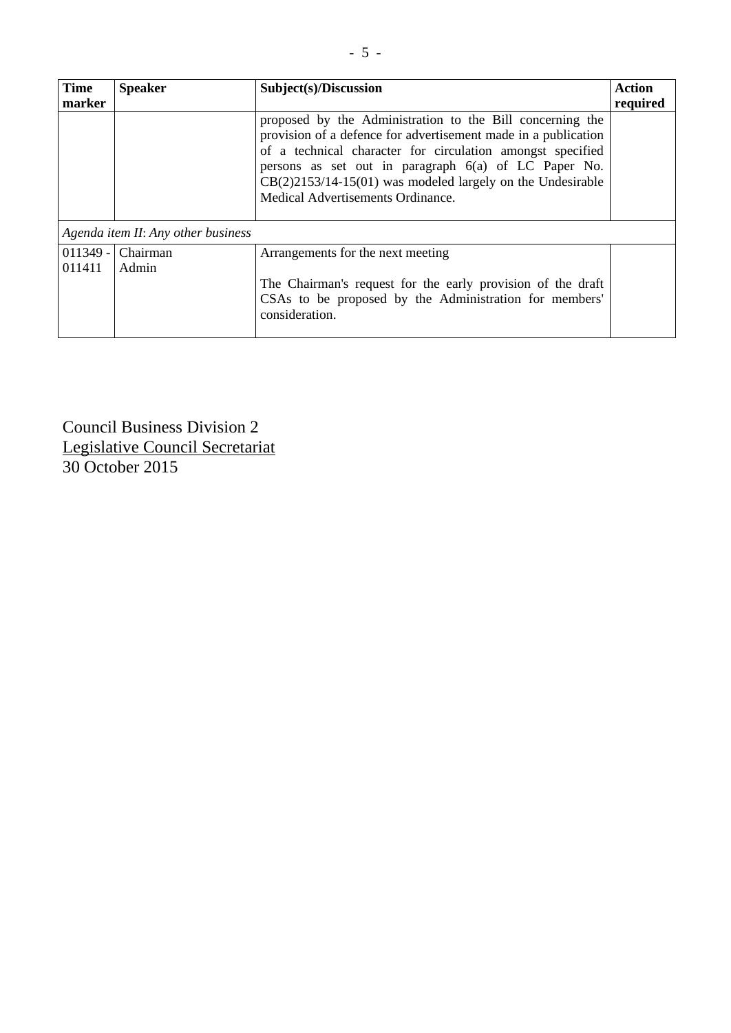| Time marker | Speaker | Subject(s)/Discussion | Action required |
|---|---|---|---|
| | | proposed by the Administration to the Bill concerning the provision of a defence for advertisement made in a publication of a technical character for circulation amongst specified persons as set out in paragraph 6(a) of LC Paper No. CB(2)2153/14-15(01) was modeled largely on the Undesirable Medical Advertisements Ordinance. | |
| *Agenda item II: Any other business* | | | |
| 011349 - 011411 | Chairman<br>Admin | Arrangements for the next meeting<br><br>The Chairman's request for the early provision of the draft CSAs to be proposed by the Administration for members' consideration. | |

Council Business Division 2
Legislative Council Secretariat
30 October 2015